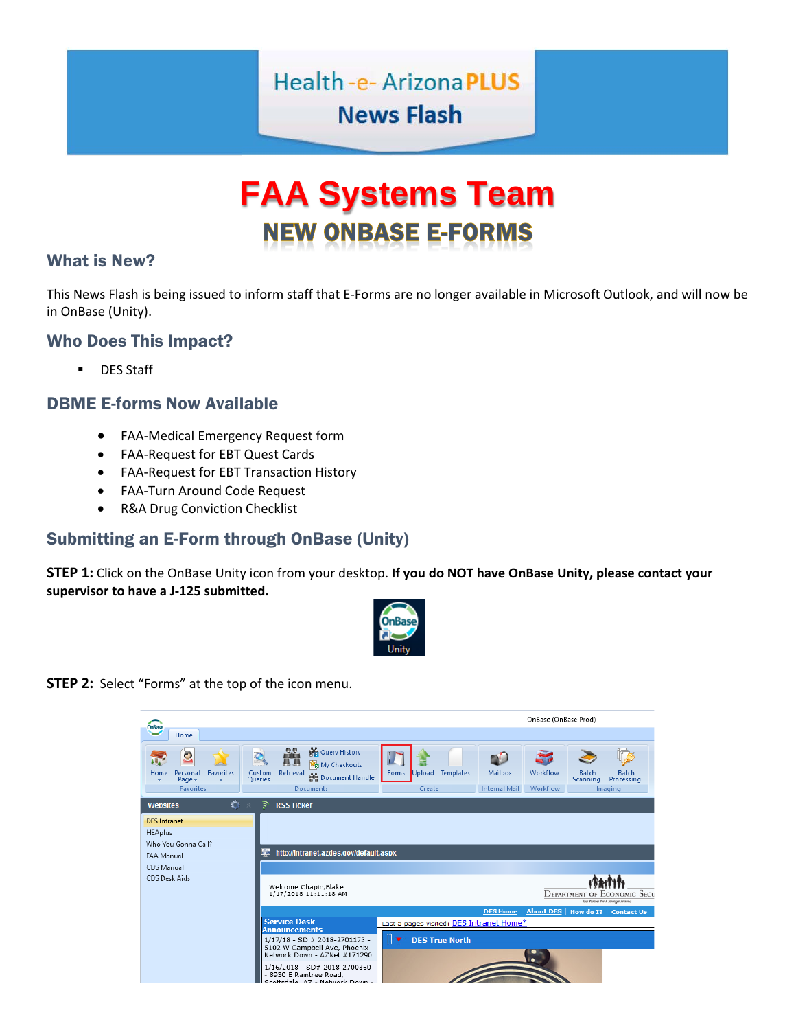Health -e- Arizona **PLUS**

**News Flash**

# FAA Systems Team

## NEW ONBASE E-FORMS

### What is New?

This News Flash is being issued to inform staff that E-Forms are no longer available in Microsoft Outlook, and will now be in OnBase (Unity).

### Who Does This Impact?

- DES Staff

### DBME E-forms Now Available

- FAA-Medical Emergency Request form
- FAA-Request for EBT Quest Cards
- FAA-Request for EBT Transaction History
- FAA-Turn Around Code Request
- R&A Drug Conviction Checklist

### Submitting an E-Form through OnBase (Unity)

**STEP 1:** Click on the OnBase Unity icon from your desktop. **If you do NOT have OnBase Unity, please contact your supervisor to have a J-125 submitted.**

**STEP 2:** Select "Forms" at the top of the icon menu.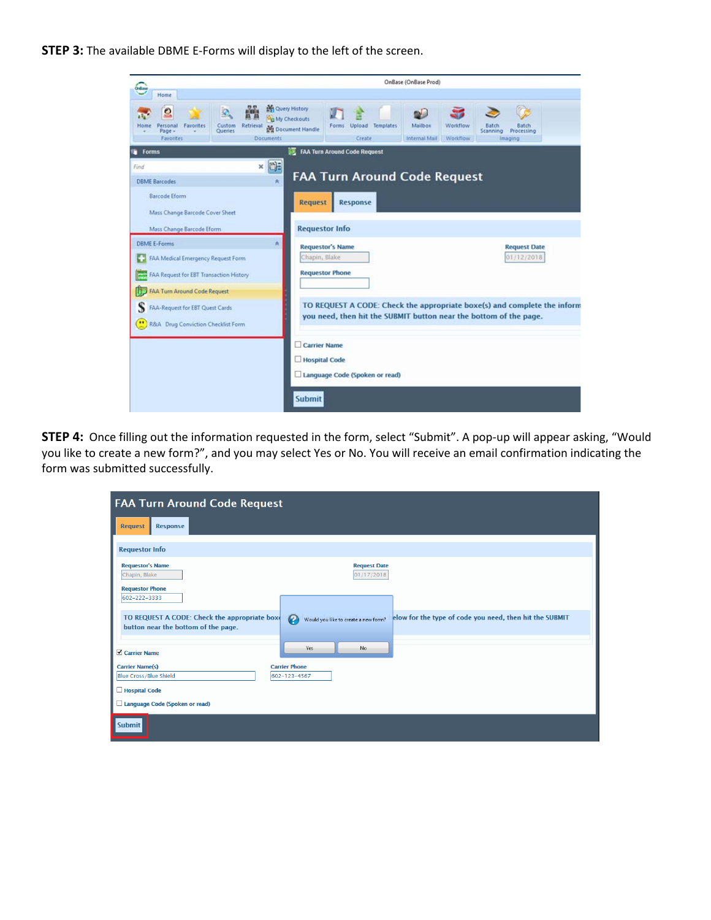**STEP 3:** The available DBME E-Forms will display to the left of the screen.

**STEP 4:** Once filling out the information requested in the form, select "Submit". A pop-up will appear asking, "Would you like to create a new form?", and you may select Yes or No. You will receive an email confirmation indicating the form was submitted successfully.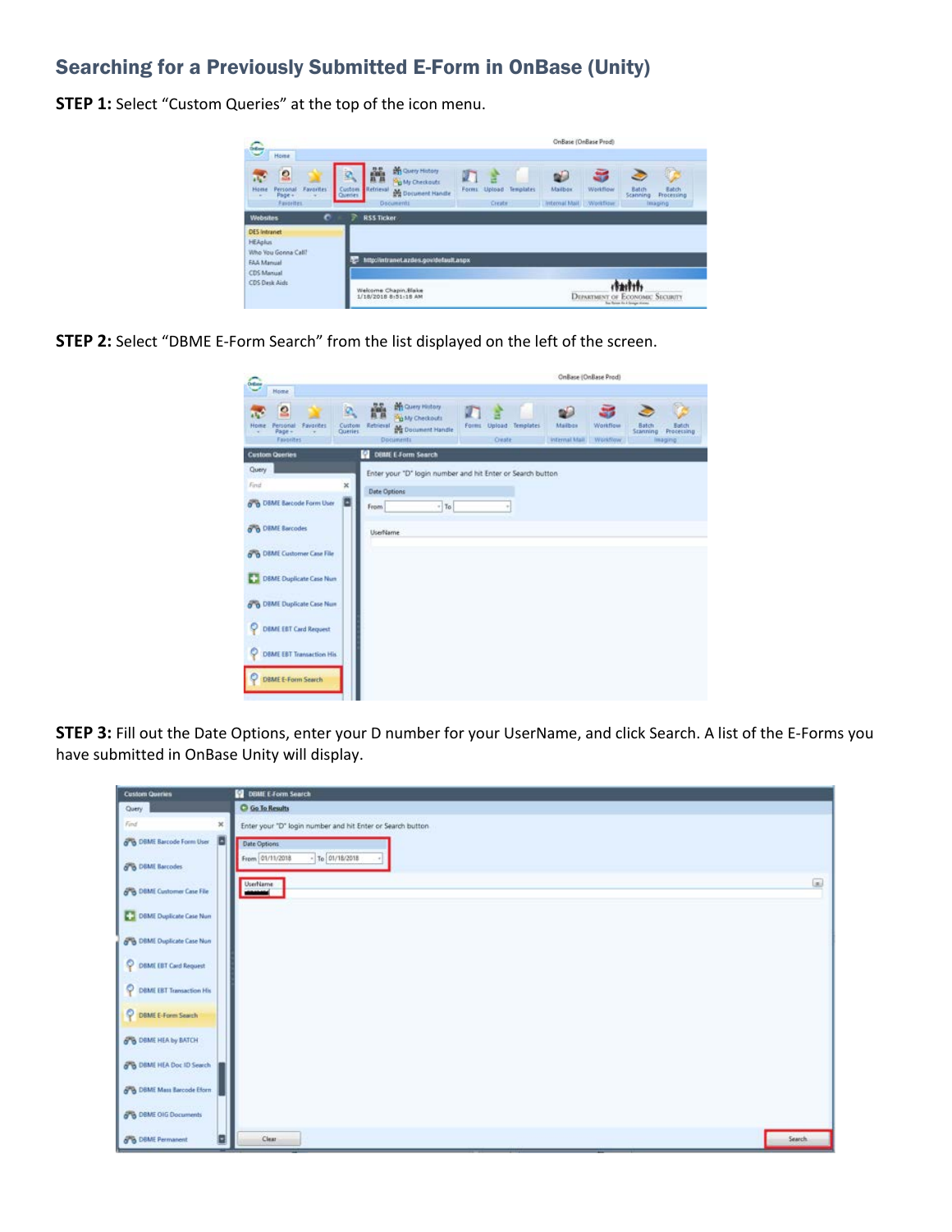## Searching for a Previously Submitted E-Form in OnBase (Unity)

**STEP 1:** Select "Custom Queries" at the top of the icon menu.

**STEP 2:** Select "DBME E-Form Search" from the list displayed on the left of the screen.

**STEP 3:** Fill out the Date Options, enter your D number for your UserName, and click Search. A list of the E-Forms you have submitted in OnBase Unity will display.